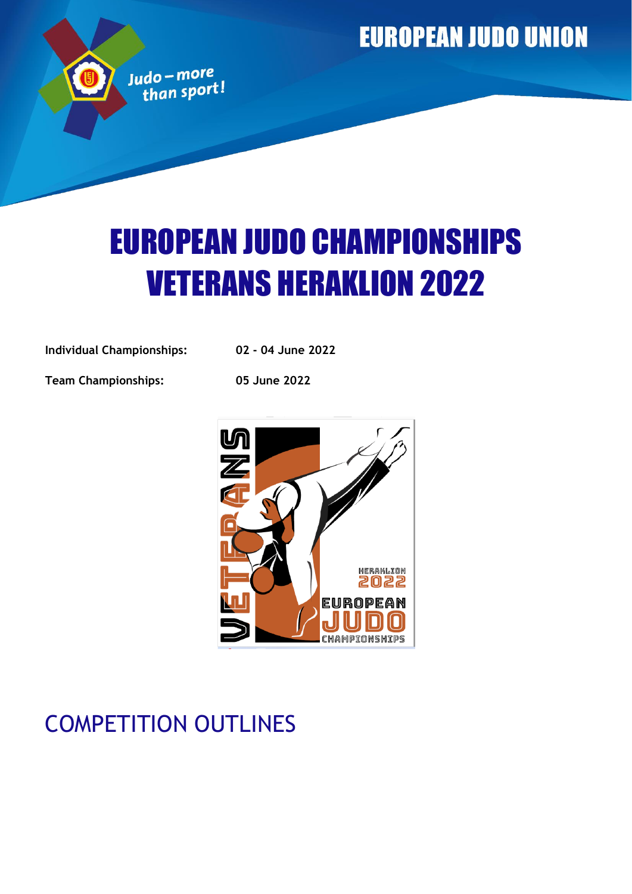EUROPEAN JUDO UNION

Judo – more than sport!

# EUROPEAN JUDO CHAMPIONSHIPS VETERANS HERAKLION 2022

**Individual Championships:** **02 - 04 June 2022**

**Team Championships:** **05 June 2022**

## COMPETITION OUTLINES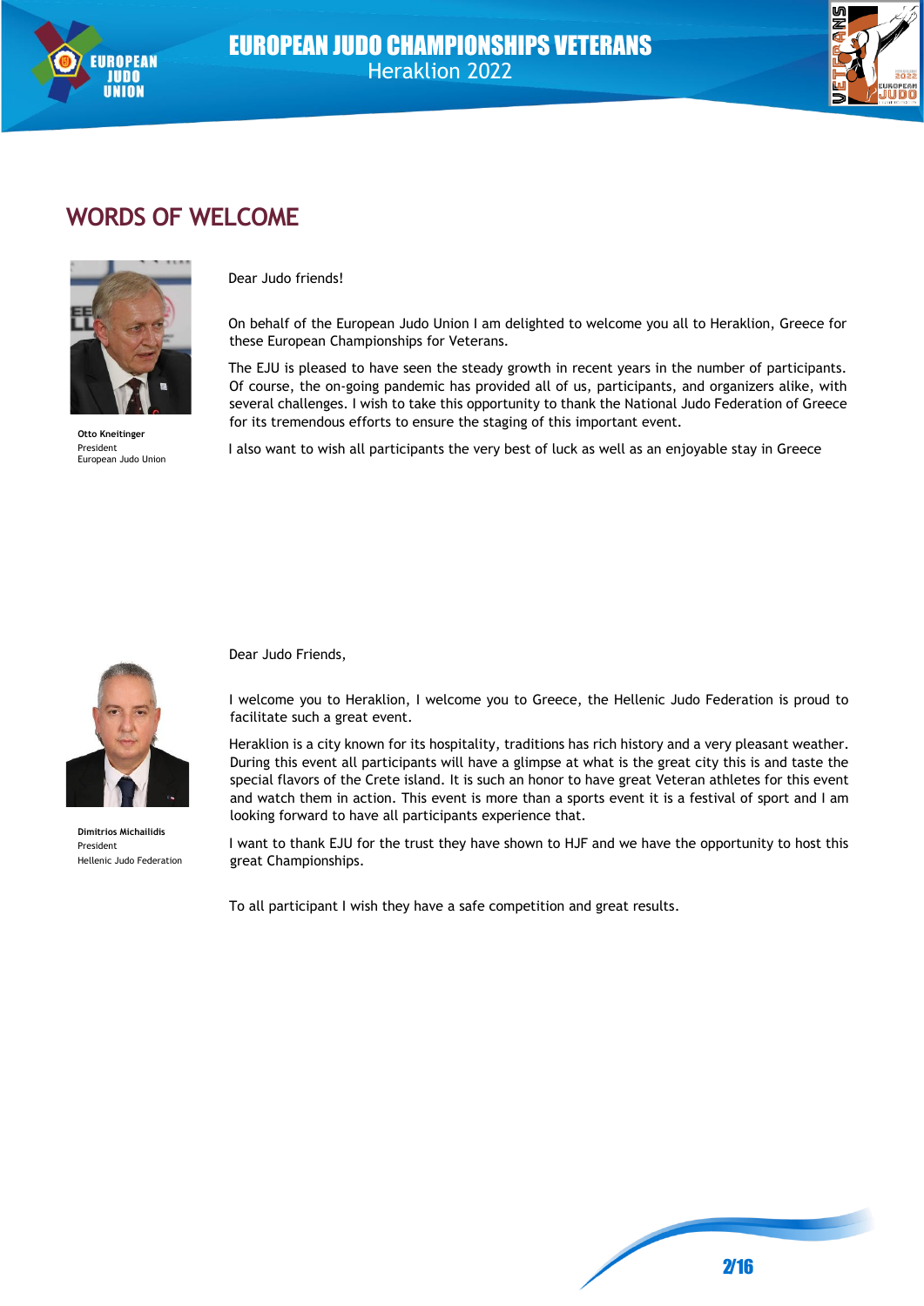## WORDS OF WELCOME

Dear Judo friends!

On behalf of the European Judo Union I am delighted to welcome you all to Heraklion, Greece for these European Championships for Veterans.

The EJU is pleased to have seen the steady growth in recent years in the number of participants. Of course, the on-going pandemic has provided all of us, participants, and organizers alike, with several challenges. I wish to take this opportunity to thank the National Judo Federation of Greece for its tremendous efforts to ensure the staging of this important event.

I also want to wish all participants the very best of luck as well as an enjoyable stay in Greece

**Otto Kneitinger**
President
European Judo Union

Dear Judo Friends,

I welcome you to Heraklion, I welcome you to Greece, the Hellenic Judo Federation is proud to facilitate such a great event.

Heraklion is a city known for its hospitality, traditions has rich history and a very pleasant weather. During this event all participants will have a glimpse at what is the great city this is and taste the special flavors of the Crete island. It is such an honor to have great Veteran athletes for this event and watch them in action. This event is more than a sports event it is a festival of sport and I am looking forward to have all participants experience that.

I want to thank EJU for the trust they have shown to HJF and we have the opportunity to host this great Championships.

To all participant I wish they have a safe competition and great results.

**Dimitrios Michailidis**
President
Hellenic Judo Federation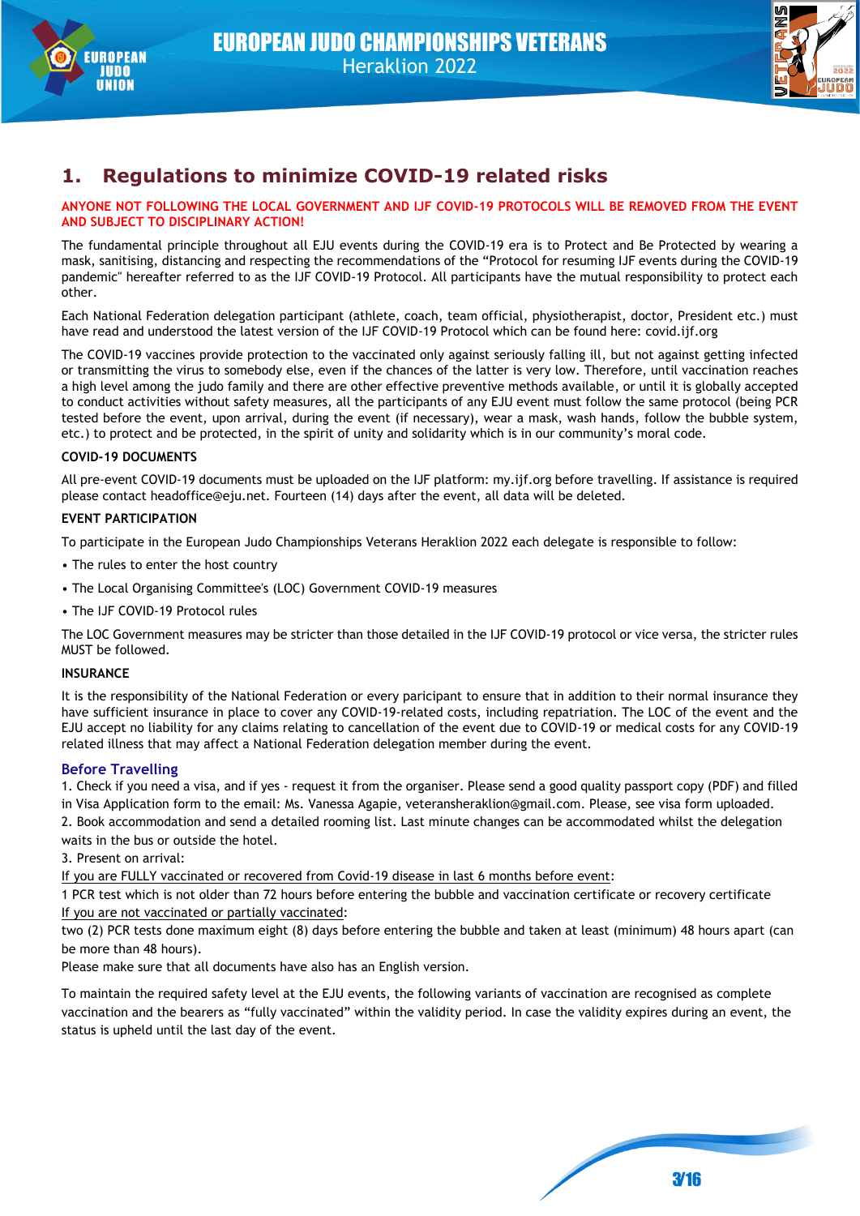# 1. Regulations to minimize COVID-19 related risks

**ANYONE NOT FOLLOWING THE LOCAL GOVERNMENT AND IJF COVID-19 PROTOCOLS WILL BE REMOVED FROM THE EVENT AND SUBJECT TO DISCIPLINARY ACTION!**

The fundamental principle throughout all EJU events during the COVID-19 era is to Protect and Be Protected by wearing a mask, sanitising, distancing and respecting the recommendations of the "Protocol for resuming IJF events during the COVID-19 pandemic" hereafter referred to as the IJF COVID-19 Protocol. All participants have the mutual responsibility to protect each other.

Each National Federation delegation participant (athlete, coach, team official, physiotherapist, doctor, President etc.) must have read and understood the latest version of the IJF COVID-19 Protocol which can be found here: covid.ijf.org

The COVID-19 vaccines provide protection to the vaccinated only against seriously falling ill, but not against getting infected or transmitting the virus to somebody else, even if the chances of the latter is very low. Therefore, until vaccination reaches a high level among the judo family and there are other effective preventive methods available, or until it is globally accepted to conduct activities without safety measures, all the participants of any EJU event must follow the same protocol (being PCR tested before the event, upon arrival, during the event (if necessary), wear a mask, wash hands, follow the bubble system, etc.) to protect and be protected, in the spirit of unity and solidarity which is in our community's moral code.

### COVID-19 DOCUMENTS

All pre-event COVID-19 documents must be uploaded on the IJF platform: my.ijf.org before travelling. If assistance is required please contact headoffice@eju.net. Fourteen (14) days after the event, all data will be deleted.

### EVENT PARTICIPATION

To participate in the European Judo Championships Veterans Heraklion 2022 each delegate is responsible to follow:

- The rules to enter the host country
- The Local Organising Committee's (LOC) Government COVID-19 measures
- The IJF COVID-19 Protocol rules

The LOC Government measures may be stricter than those detailed in the IJF COVID-19 protocol or vice versa, the stricter rules MUST be followed.

### INSURANCE

It is the responsibility of the National Federation or every paricipant to ensure that in addition to their normal insurance they have sufficient insurance in place to cover any COVID-19-related costs, including repatriation. The LOC of the event and the EJU accept no liability for any claims relating to cancellation of the event due to COVID-19 or medical costs for any COVID-19 related illness that may affect a National Federation delegation member during the event.

### Before Travelling

1. Check if you need a visa, and if yes - request it from the organiser. Please send a good quality passport copy (PDF) and filled in Visa Application form to the email: Ms. Vanessa Agapie, veteransheraklion@gmail.com. Please, see visa form uploaded.
2. Book accommodation and send a detailed rooming list. Last minute changes can be accommodated whilst the delegation waits in the bus or outside the hotel.
3. Present on arrival:

<u>If you are FULLY vaccinated or recovered from Covid-19 disease in last 6 months before event</u>:
1 PCR test which is not older than 72 hours before entering the bubble and vaccination certificate or recovery certificate
<u>If you are not vaccinated or partially vaccinated</u>:
two (2) PCR tests done maximum eight (8) days before entering the bubble and taken at least (minimum) 48 hours apart (can be more than 48 hours).
Please make sure that all documents have also has an English version.

To maintain the required safety level at the EJU events, the following variants of vaccination are recognised as complete vaccination and the bearers as "fully vaccinated" within the validity period. In case the validity expires during an event, the status is upheld until the last day of the event.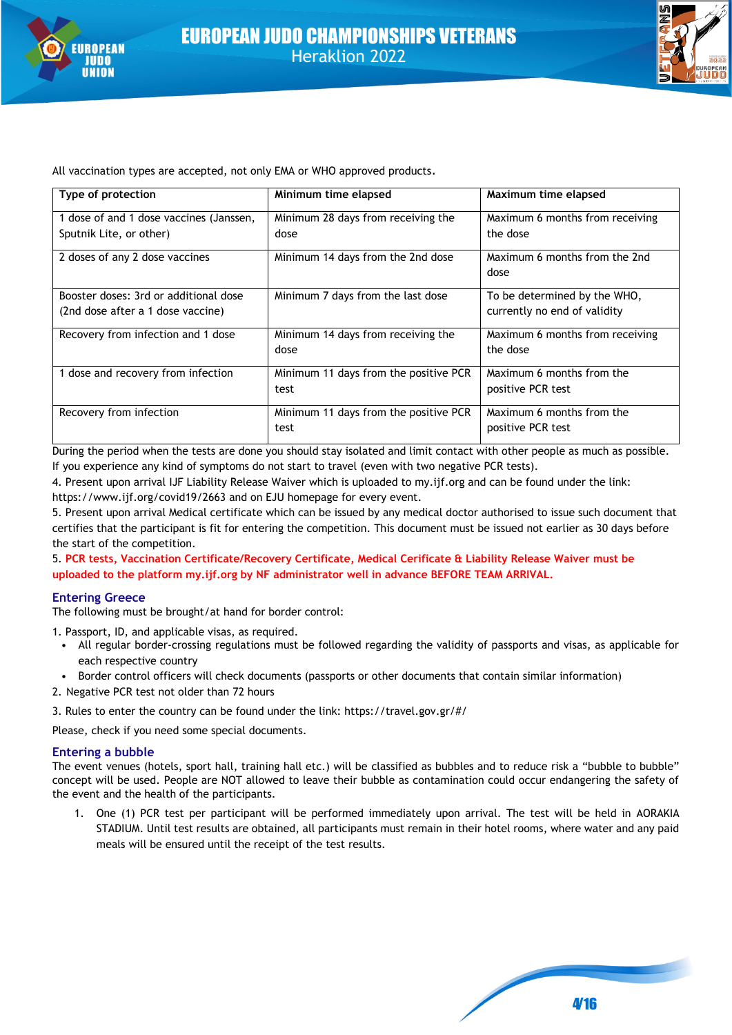All vaccination types are accepted, not only EMA or WHO approved products.

| Type of protection | Minimum time elapsed | Maximum time elapsed |
|---|---|---|
| 1 dose of and 1 dose vaccines (Janssen, Sputnik Lite, or other) | Minimum 28 days from receiving the dose | Maximum 6 months from receiving the dose |
| 2 doses of any 2 dose vaccines | Minimum 14 days from the 2nd dose | Maximum 6 months from the 2nd dose |
| Booster doses: 3rd or additional dose (2nd dose after a 1 dose vaccine) | Minimum 7 days from the last dose | To be determined by the WHO, currently no end of validity |
| Recovery from infection and 1 dose | Minimum 14 days from receiving the dose | Maximum 6 months from receiving the dose |
| 1 dose and recovery from infection | Minimum 11 days from the positive PCR test | Maximum 6 months from the positive PCR test |
| Recovery from infection | Minimum 11 days from the positive PCR test | Maximum 6 months from the positive PCR test |

During the period when the tests are done you should stay isolated and limit contact with other people as much as possible. If you experience any kind of symptoms do not start to travel (even with two negative PCR tests).

4. Present upon arrival IJF Liability Release Waiver which is uploaded to my.ijf.org and can be found under the link: https://www.ijf.org/covid19/2663 and on EJU homepage for every event.

5. Present upon arrival Medical certificate which can be issued by any medical doctor authorised to issue such document that certifies that the participant is fit for entering the competition. This document must be issued not earlier as 30 days before the start of the competition.

5. **PCR tests, Vaccination Certificate/Recovery Certificate, Medical Cerificate & Liability Release Waiver must be uploaded to the platform my.ijf.org by NF administrator well in advance BEFORE TEAM ARRIVAL.**

## Entering Greece

The following must be brought/at hand for border control:

1. Passport, ID, and applicable visas, as required.
   - All regular border-crossing regulations must be followed regarding the validity of passports and visas, as applicable for each respective country
   - Border control officers will check documents (passports or other documents that contain similar information)
2. Negative PCR test not older than 72 hours
3. Rules to enter the country can be found under the link: https://travel.gov.gr/#/

Please, check if you need some special documents.

## Entering a bubble

The event venues (hotels, sport hall, training hall etc.) will be classified as bubbles and to reduce risk a "bubble to bubble" concept will be used. People are NOT allowed to leave their bubble as contamination could occur endangering the safety of the event and the health of the participants.

1. One (1) PCR test per participant will be performed immediately upon arrival. The test will be held in AORAKIA STADIUM. Until test results are obtained, all participants must remain in their hotel rooms, where water and any paid meals will be ensured until the receipt of the test results.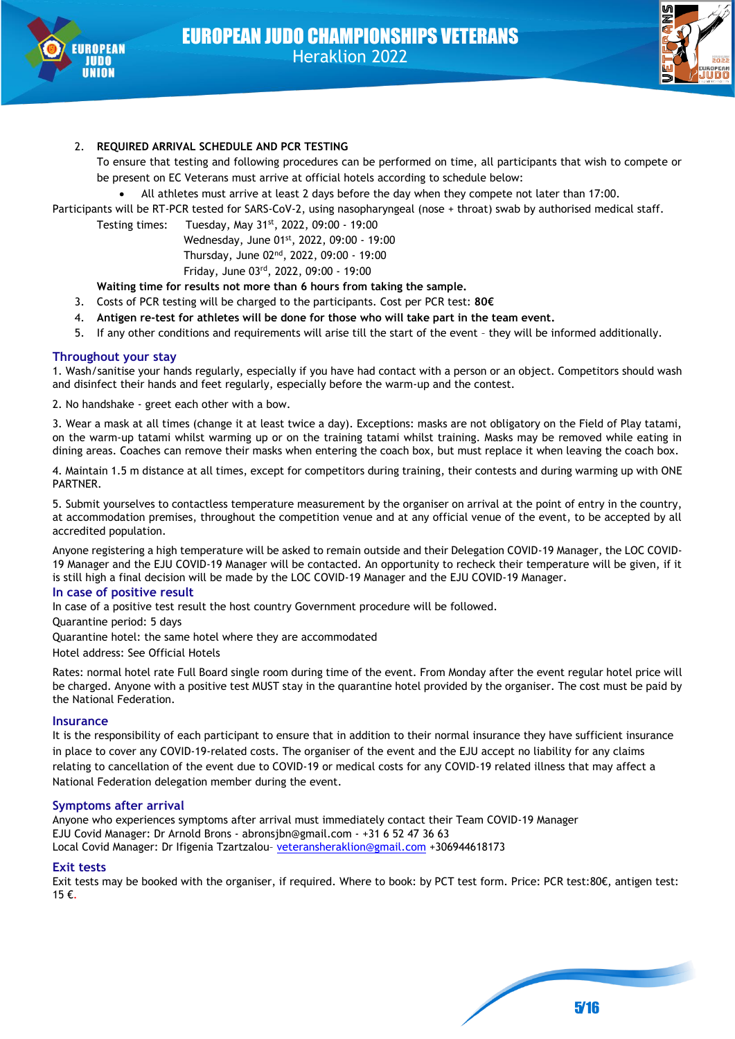2. **REQUIRED ARRIVAL SCHEDULE AND PCR TESTING**
   To ensure that testing and following procedures can be performed on time, all participants that wish to compete or be present on EC Veterans must arrive at official hotels according to schedule below:
   - All athletes must arrive at least 2 days before the day when they compete not later than 17:00.

Participants will be RT-PCR tested for SARS-CoV-2, using nasopharyngeal (nose + throat) swab by authorised medical staff.

Testing times: Tuesday, May 31st, 2022, 09:00 - 19:00
Wednesday, June 01st, 2022, 09:00 - 19:00
Thursday, June 02nd, 2022, 09:00 - 19:00
Friday, June 03rd, 2022, 09:00 - 19:00

**Waiting time for results not more than 6 hours from taking the sample.**

3. Costs of PCR testing will be charged to the participants. Cost per PCR test: **80€**
4. **Antigen re-test for athletes will be done for those who will take part in the team event.**
5. If any other conditions and requirements will arise till the start of the event – they will be informed additionally.

## Throughout your stay

1. Wash/sanitise your hands regularly, especially if you have had contact with a person or an object. Competitors should wash and disinfect their hands and feet regularly, especially before the warm-up and the contest.

2. No handshake - greet each other with a bow.

3. Wear a mask at all times (change it at least twice a day). Exceptions: masks are not obligatory on the Field of Play tatami, on the warm-up tatami whilst warming up or on the training tatami whilst training. Masks may be removed while eating in dining areas. Coaches can remove their masks when entering the coach box, but must replace it when leaving the coach box.

4. Maintain 1.5 m distance at all times, except for competitors during training, their contests and during warming up with ONE PARTNER.

5. Submit yourselves to contactless temperature measurement by the organiser on arrival at the point of entry in the country, at accommodation premises, throughout the competition venue and at any official venue of the event, to be accepted by all accredited population.

Anyone registering a high temperature will be asked to remain outside and their Delegation COVID-19 Manager, the LOC COVID-19 Manager and the EJU COVID-19 Manager will be contacted. An opportunity to recheck their temperature will be given, if it is still high a final decision will be made by the LOC COVID-19 Manager and the EJU COVID-19 Manager.

## In case of positive result

In case of a positive test result the host country Government procedure will be followed.
Quarantine period: 5 days
Quarantine hotel: the same hotel where they are accommodated
Hotel address: See Official Hotels

Rates: normal hotel rate Full Board single room during time of the event. From Monday after the event regular hotel price will be charged. Anyone with a positive test MUST stay in the quarantine hotel provided by the organiser. The cost must be paid by the National Federation.

## Insurance

It is the responsibility of each participant to ensure that in addition to their normal insurance they have sufficient insurance in place to cover any COVID-19-related costs. The organiser of the event and the EJU accept no liability for any claims relating to cancellation of the event due to COVID-19 or medical costs for any COVID-19 related illness that may affect a National Federation delegation member during the event.

## Symptoms after arrival

Anyone who experiences symptoms after arrival must immediately contact their Team COVID-19 Manager
EJU Covid Manager: Dr Arnold Brons - abronsjbn@gmail.com - +31 6 52 47 36 63
Local Covid Manager: Dr Ifigenia Tzartzalou- veteransheraklion@gmail.com +306944618173

## Exit tests

Exit tests may be booked with the organiser, if required. Where to book: by PCT test form. Price: PCR test:80€, antigen test: 15 €.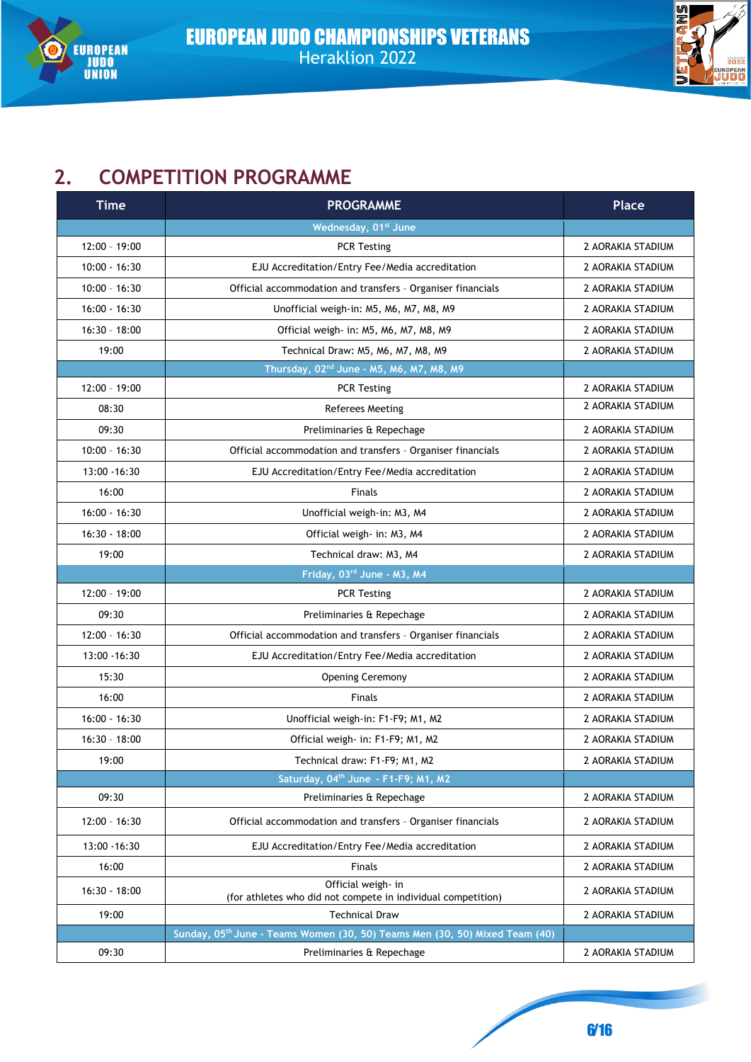## 2. COMPETITION PROGRAMME

| Time | PROGRAMME | Place |
|---|---|---|
| | Wednesday, 01st June | |
| 12:00 - 19:00 | PCR Testing | 2 AORAKIA STADIUM |
| 10:00 - 16:30 | EJU Accreditation/Entry Fee/Media accreditation | 2 AORAKIA STADIUM |
| 10:00 - 16:30 | Official accommodation and transfers - Organiser financials | 2 AORAKIA STADIUM |
| 16:00 - 16:30 | Unofficial weigh-in: M5, M6, M7, M8, M9 | 2 AORAKIA STADIUM |
| 16:30 - 18:00 | Official weigh- in: M5, M6, M7, M8, M9 | 2 AORAKIA STADIUM |
| 19:00 | Technical Draw: M5, M6, M7, M8, M9 | 2 AORAKIA STADIUM |
| | Thursday, 02nd June - M5, M6, M7, M8, M9 | |
| 12:00 - 19:00 | PCR Testing | 2 AORAKIA STADIUM |
| 08:30 | Referees Meeting | 2 AORAKIA STADIUM |
| 09:30 | Preliminaries & Repechage | 2 AORAKIA STADIUM |
| 10:00 - 16:30 | Official accommodation and transfers - Organiser financials | 2 AORAKIA STADIUM |
| 13:00 -16:30 | EJU Accreditation/Entry Fee/Media accreditation | 2 AORAKIA STADIUM |
| 16:00 | Finals | 2 AORAKIA STADIUM |
| 16:00 - 16:30 | Unofficial weigh-in: M3, M4 | 2 AORAKIA STADIUM |
| 16:30 - 18:00 | Official weigh- in: M3, M4 | 2 AORAKIA STADIUM |
| 19:00 | Technical draw: M3, M4 | 2 AORAKIA STADIUM |
| | Friday, 03rd June - M3, M4 | |
| 12:00 - 19:00 | PCR Testing | 2 AORAKIA STADIUM |
| 09:30 | Preliminaries & Repechage | 2 AORAKIA STADIUM |
| 12:00 - 16:30 | Official accommodation and transfers - Organiser financials | 2 AORAKIA STADIUM |
| 13:00 -16:30 | EJU Accreditation/Entry Fee/Media accreditation | 2 AORAKIA STADIUM |
| 15:30 | Opening Ceremony | 2 AORAKIA STADIUM |
| 16:00 | Finals | 2 AORAKIA STADIUM |
| 16:00 - 16:30 | Unofficial weigh-in: F1-F9; M1, M2 | 2 AORAKIA STADIUM |
| 16:30 - 18:00 | Official weigh- in: F1-F9; M1, M2 | 2 AORAKIA STADIUM |
| 19:00 | Technical draw: F1-F9; M1, M2 | 2 AORAKIA STADIUM |
| | Saturday, 04th June - F1-F9; M1, M2 | |
| 09:30 | Preliminaries & Repechage | 2 AORAKIA STADIUM |
| 12:00 - 16:30 | Official accommodation and transfers - Organiser financials | 2 AORAKIA STADIUM |
| 13:00 -16:30 | EJU Accreditation/Entry Fee/Media accreditation | 2 AORAKIA STADIUM |
| 16:00 | Finals | 2 AORAKIA STADIUM |
| 16:30 - 18:00 | Official weigh- in (for athletes who did not compete in individual competition) | 2 AORAKIA STADIUM |
| 19:00 | Technical Draw | 2 AORAKIA STADIUM |
| | Sunday, 05th June - Teams Women (30, 50) Teams Men (30, 50) Mixed Team (40) | |
| 09:30 | Preliminaries & Repechage | 2 AORAKIA STADIUM |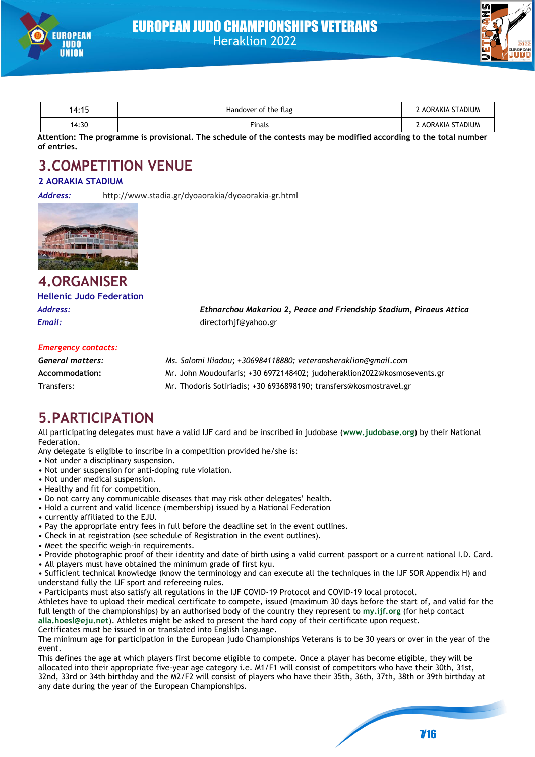| 14:15 | Handover of the flag | 2 AORAKIA STADIUM |
|---|---|---|
| 14:30 | Finals | 2 AORAKIA STADIUM |

**Attention: The programme is provisional. The schedule of the contests may be modified according to the total number of entries.**

# 3.COMPETITION VENUE

## 2 AORAKIA STADIUM

***Address:*** http://www.stadia.gr/dyoaorakia/dyoaorakia-gr.html

# 4.ORGANISER

## Hellenic Judo Federation

***Address:*** ***Ethnarchou Makariou 2, Peace and Friendship Stadium, Piraeus Attica***

***Email:*** directorhjf@yahoo.gr

***Emergency contacts:***

***General matters:*** *Ms. Salomi Iliadou; +306984118880; veteransheraklion@gmail.com*

**Accommodation:** Mr. John Moudoufaris; +30 6972148402; judoheraklion2022@kosmosevents.gr

Transfers: Mr. Thodoris Sotiriadis; +30 6936898190; transfers@kosmostravel.gr

# 5.PARTICIPATION

All participating delegates must have a valid IJF card and be inscribed in judobase (**www.judobase.org**) by their National Federation.

Any delegate is eligible to inscribe in a competition provided he/she is:

- Not under a disciplinary suspension.
- Not under suspension for anti-doping rule violation.
- Not under medical suspension.
- Healthy and fit for competition.
- Do not carry any communicable diseases that may risk other delegates' health.
- Hold a current and valid licence (membership) issued by a National Federation
- currently affiliated to the EJU.
- Pay the appropriate entry fees in full before the deadline set in the event outlines.
- Check in at registration (see schedule of Registration in the event outlines).
- Meet the specific weigh-in requirements.
- Provide photographic proof of their identity and date of birth using a valid current passport or a current national I.D. Card.
- All players must have obtained the minimum grade of first kyu.
- Sufficient technical knowledge (know the terminology and can execute all the techniques in the IJF SOR Appendix H) and understand fully the IJF sport and refereeing rules.
- Participants must also satisfy all regulations in the IJF COVID-19 Protocol and COVID-19 local protocol.

Athletes have to upload their medical certificate to compete, issued (maximum 30 days before the start of, and valid for the full length of the championships) by an authorised body of the country they represent to **my.ijf.org** (for help contact **alla.hoesl@eju.net**). Athletes might be asked to present the hard copy of their certificate upon request.

Certificates must be issued in or translated into English language.

The minimum age for participation in the European judo Championships Veterans is to be 30 years or over in the year of the event.

This defines the age at which players first become eligible to compete. Once a player has become eligible, they will be allocated into their appropriate five-year age category i.e. M1/F1 will consist of competitors who have their 30th, 31st, 32nd, 33rd or 34th birthday and the M2/F2 will consist of players who have their 35th, 36th, 37th, 38th or 39th birthday at any date during the year of the European Championships.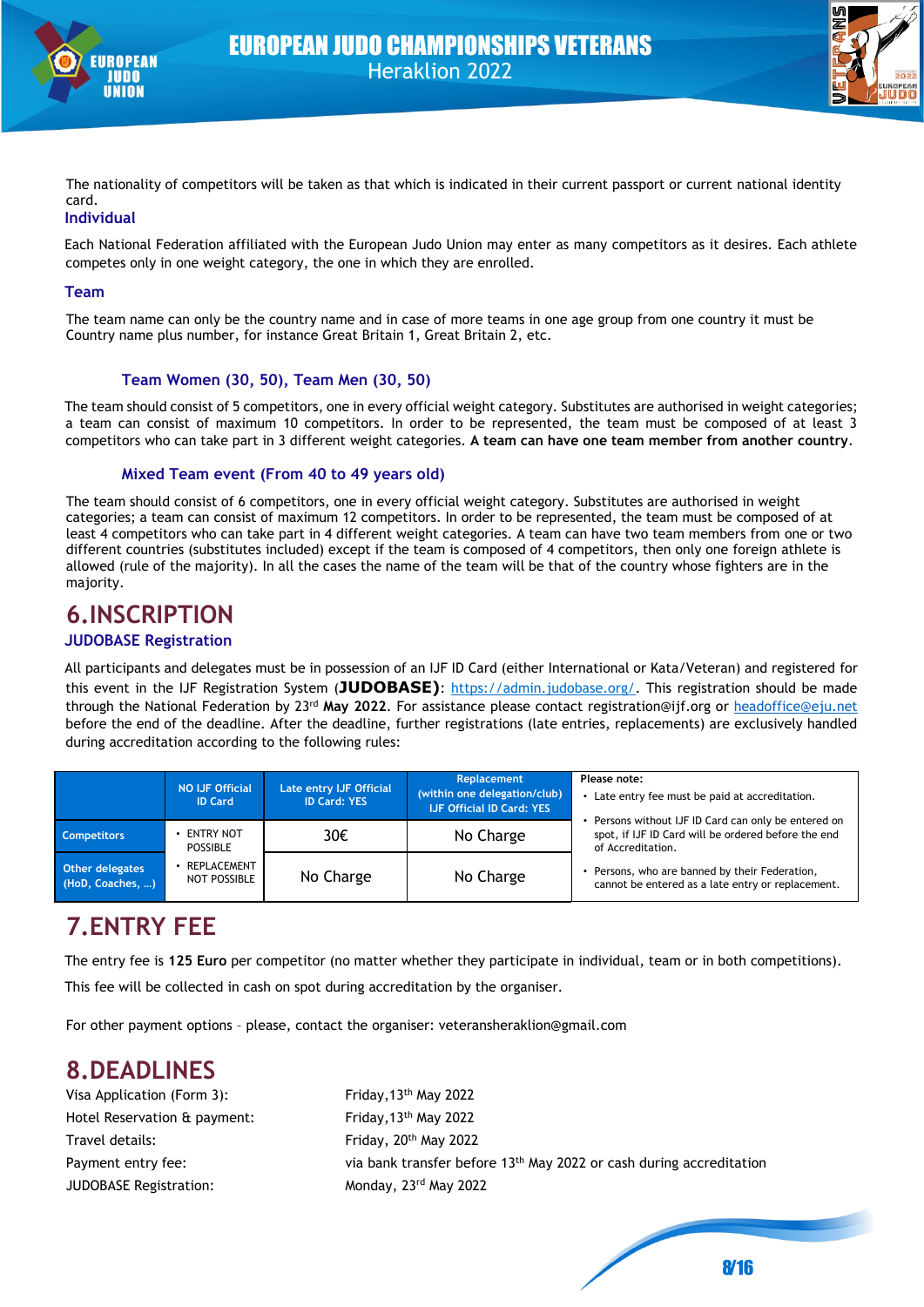The nationality of competitors will be taken as that which is indicated in their current passport or current national identity card.

### Individual

Each National Federation affiliated with the European Judo Union may enter as many competitors as it desires. Each athlete competes only in one weight category, the one in which they are enrolled.

### Team

The team name can only be the country name and in case of more teams in one age group from one country it must be Country name plus number, for instance Great Britain 1, Great Britain 2, etc.

#### Team Women (30, 50), Team Men (30, 50)

The team should consist of 5 competitors, one in every official weight category. Substitutes are authorised in weight categories; a team can consist of maximum 10 competitors. In order to be represented, the team must be composed of at least 3 competitors who can take part in 3 different weight categories. **A team can have one team member from another country**.

#### Mixed Team event (From 40 to 49 years old)

The team should consist of 6 competitors, one in every official weight category. Substitutes are authorised in weight categories; a team can consist of maximum 12 competitors. In order to be represented, the team must be composed of at least 4 competitors who can take part in 4 different weight categories. A team can have two team members from one or two different countries (substitutes included) except if the team is composed of 4 competitors, then only one foreign athlete is allowed (rule of the majority). In all the cases the name of the team will be that of the country whose fighters are in the majority.

## 6.INSCRIPTION

### JUDOBASE Registration

All participants and delegates must be in possession of an IJF ID Card (either International or Kata/Veteran) and registered for this event in the IJF Registration System (**JUDOBASE**): https://admin.judobase.org/. This registration should be made through the National Federation by 23rd **May 2022**. For assistance please contact registration@ijf.org or headoffice@eju.net before the end of the deadline. After the deadline, further registrations (late entries, replacements) are exclusively handled during accreditation according to the following rules:

| | NO IJF Official ID Card | Late entry IJF Official ID Card: YES | Replacement (within one delegation/club) IJF Official ID Card: YES | Please note: |
|---|---|---|---|---|
| Competitors | • ENTRY NOT POSSIBLE | 30€ | No Charge | • Late entry fee must be paid at accreditation. • Persons without IJF ID Card can only be entered on spot, if IJF ID Card will be ordered before the end of Accreditation. |
| Other delegates (HoD, Coaches, ...) | • REPLACEMENT NOT POSSIBLE | No Charge | No Charge | • Persons, who are banned by their Federation, cannot be entered as a late entry or replacement. |

## 7.ENTRY FEE

The entry fee is **125 Euro** per competitor (no matter whether they participate in individual, team or in both competitions).

This fee will be collected in cash on spot during accreditation by the organiser.

For other payment options – please, contact the organiser: veteransheraklion@gmail.com

## 8.DEADLINES

| | |
|---|---|
| Visa Application (Form 3): | Friday,13th May 2022 |
| Hotel Reservation & payment: | Friday,13th May 2022 |
| Travel details: | Friday, 20th May 2022 |
| Payment entry fee: | via bank transfer before 13th May 2022 or cash during accreditation |
| JUDOBASE Registration: | Monday, 23rd May 2022 |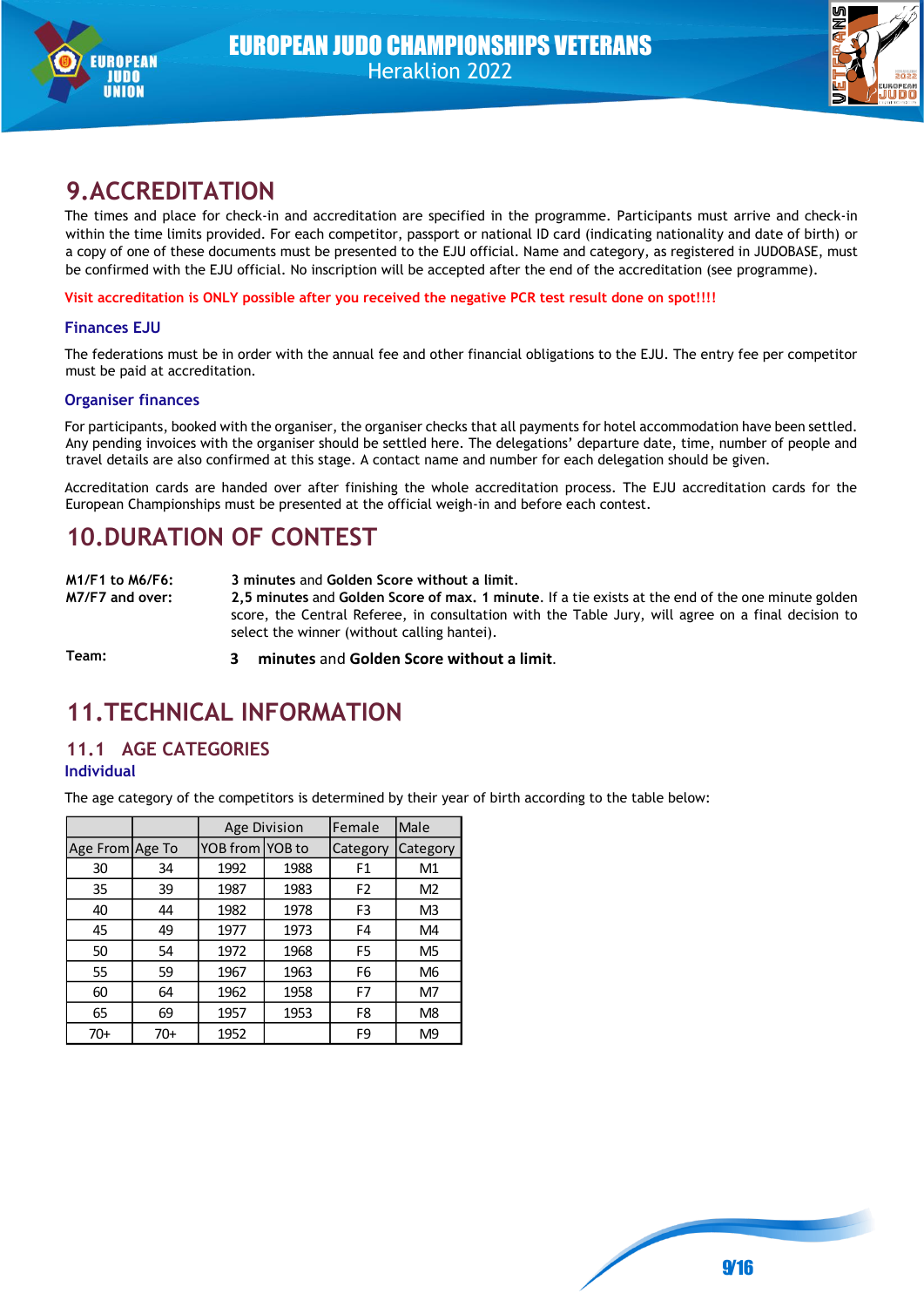# 9.ACCREDITATION

The times and place for check-in and accreditation are specified in the programme. Participants must arrive and check-in within the time limits provided. For each competitor, passport or national ID card (indicating nationality and date of birth) or a copy of one of these documents must be presented to the EJU official. Name and category, as registered in JUDOBASE, must be confirmed with the EJU official. No inscription will be accepted after the end of the accreditation (see programme).

**Visit accreditation is ONLY possible after you received the negative PCR test result done on spot!!!!**

### Finances EJU

The federations must be in order with the annual fee and other financial obligations to the EJU. The entry fee per competitor must be paid at accreditation.

### Organiser finances

For participants, booked with the organiser, the organiser checks that all payments for hotel accommodation have been settled. Any pending invoices with the organiser should be settled here. The delegations' departure date, time, number of people and travel details are also confirmed at this stage. A contact name and number for each delegation should be given.

Accreditation cards are handed over after finishing the whole accreditation process. The EJU accreditation cards for the European Championships must be presented at the official weigh-in and before each contest.

# 10.DURATION OF CONTEST

**M1/F1 to M6/F6:** **3 minutes** and **Golden Score without a limit**.

**M7/F7 and over:** **2,5 minutes** and **Golden Score of max. 1 minute**. If a tie exists at the end of the one minute golden score, the Central Referee, in consultation with the Table Jury, will agree on a final decision to select the winner (without calling hantei).

**Team:** **3 minutes** and **Golden Score without a limit**.

# 11.TECHNICAL INFORMATION

## 11.1 AGE CATEGORIES

### Individual

The age category of the competitors is determined by their year of birth according to the table below:

| | | Age Division | | Female | Male |
|---|---|---|---|---|---|
| Age From | Age To | YOB from | YOB to | Category | Category |
| 30 | 34 | 1992 | 1988 | F1 | M1 |
| 35 | 39 | 1987 | 1983 | F2 | M2 |
| 40 | 44 | 1982 | 1978 | F3 | M3 |
| 45 | 49 | 1977 | 1973 | F4 | M4 |
| 50 | 54 | 1972 | 1968 | F5 | M5 |
| 55 | 59 | 1967 | 1963 | F6 | M6 |
| 60 | 64 | 1962 | 1958 | F7 | M7 |
| 65 | 69 | 1957 | 1953 | F8 | M8 |
| 70+ | 70+ | 1952 | | F9 | M9 |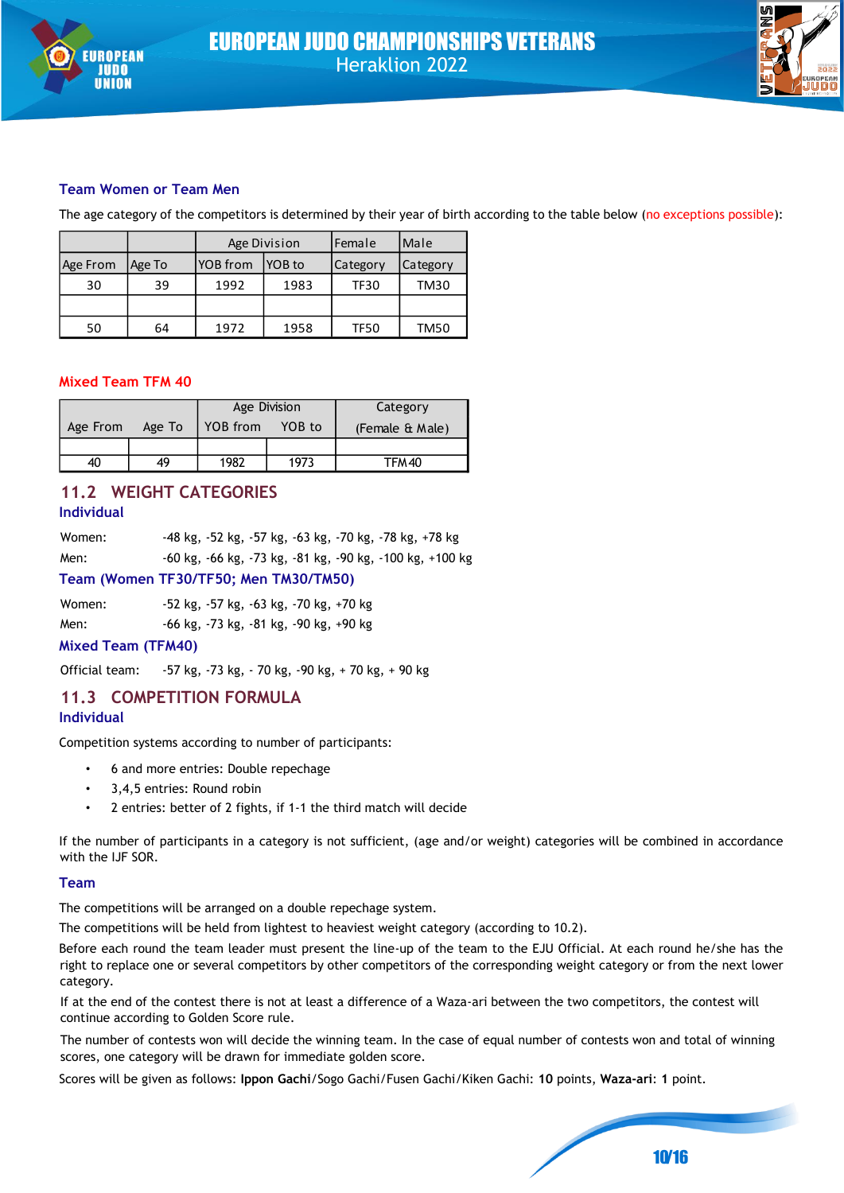### Team Women or Team Men

The age category of the competitors is determined by their year of birth according to the table below (no exceptions possible):

| | | Age Division | | Female | Male |
|---|---|---|---|---|---|
| Age From | Age To | YOB from | YOB to | Category | Category |
| 30 | 39 | 1992 | 1983 | TF30 | TM30 |
| | | | | | |
| 50 | 64 | 1972 | 1958 | TF50 | TM50 |

### Mixed Team TFM 40

| Age From | Age To | Age Division YOB from | YOB to | Category (Female & Male) |
|---|---|---|---|---|
| | | | | |
| 40 | 49 | 1982 | 1973 | TFM40 |

## 11.2 WEIGHT CATEGORIES

### Individual

Women: -48 kg, -52 kg, -57 kg, -63 kg, -70 kg, -78 kg, +78 kg

Men: -60 kg, -66 kg, -73 kg, -81 kg, -90 kg, -100 kg, +100 kg

### Team (Women TF30/TF50; Men TM30/TM50)

Women: -52 kg, -57 kg, -63 kg, -70 kg, +70 kg

Men: -66 kg, -73 kg, -81 kg, -90 kg, +90 kg

### Mixed Team (TFM40)

Official team: -57 kg, -73 kg, - 70 kg, -90 kg, + 70 kg, + 90 kg

## 11.3 COMPETITION FORMULA

### Individual

Competition systems according to number of participants:

- 6 and more entries: Double repechage
- 3,4,5 entries: Round robin
- 2 entries: better of 2 fights, if 1-1 the third match will decide

If the number of participants in a category is not sufficient, (age and/or weight) categories will be combined in accordance with the IJF SOR.

### Team

The competitions will be arranged on a double repechage system.

The competitions will be held from lightest to heaviest weight category (according to 10.2).

Before each round the team leader must present the line-up of the team to the EJU Official. At each round he/she has the right to replace one or several competitors by other competitors of the corresponding weight category or from the next lower category.

If at the end of the contest there is not at least a difference of a Waza-ari between the two competitors, the contest will continue according to Golden Score rule.

The number of contests won will decide the winning team. In the case of equal number of contests won and total of winning scores, one category will be drawn for immediate golden score.

Scores will be given as follows: **Ippon Gachi**/Sogo Gachi/Fusen Gachi/Kiken Gachi: **10** points, **Waza-ari**: **1** point.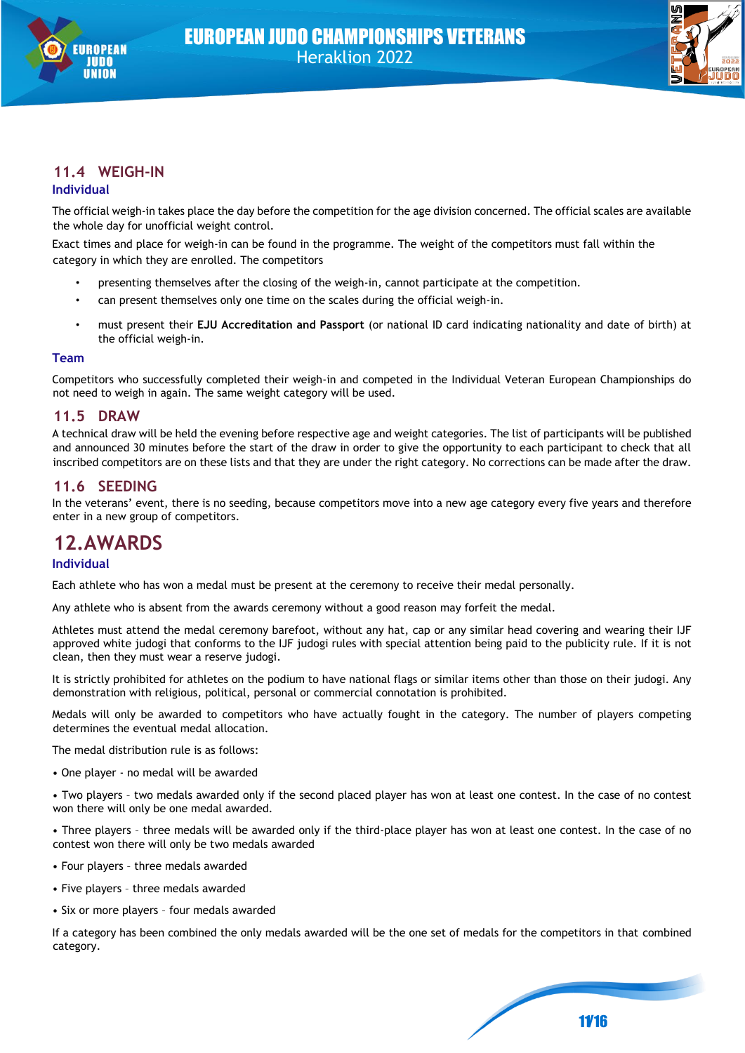## 11.4 WEIGH-IN

### Individual

The official weigh-in takes place the day before the competition for the age division concerned. The official scales are available the whole day for unofficial weight control.

Exact times and place for weigh-in can be found in the programme. The weight of the competitors must fall within the category in which they are enrolled. The competitors

- presenting themselves after the closing of the weigh-in, cannot participate at the competition.
- can present themselves only one time on the scales during the official weigh-in.
- must present their **EJU Accreditation and Passport** (or national ID card indicating nationality and date of birth) at the official weigh-in.

### Team

Competitors who successfully completed their weigh-in and competed in the Individual Veteran European Championships do not need to weigh in again. The same weight category will be used.

## 11.5 DRAW

A technical draw will be held the evening before respective age and weight categories. The list of participants will be published and announced 30 minutes before the start of the draw in order to give the opportunity to each participant to check that all inscribed competitors are on these lists and that they are under the right category. No corrections can be made after the draw.

## 11.6 SEEDING

In the veterans' event, there is no seeding, because competitors move into a new age category every five years and therefore enter in a new group of competitors.

# 12. AWARDS

### Individual

Each athlete who has won a medal must be present at the ceremony to receive their medal personally.

Any athlete who is absent from the awards ceremony without a good reason may forfeit the medal.

Athletes must attend the medal ceremony barefoot, without any hat, cap or any similar head covering and wearing their IJF approved white judogi that conforms to the IJF judogi rules with special attention being paid to the publicity rule. If it is not clean, then they must wear a reserve judogi.

It is strictly prohibited for athletes on the podium to have national flags or similar items other than those on their judogi. Any demonstration with religious, political, personal or commercial connotation is prohibited.

Medals will only be awarded to competitors who have actually fought in the category. The number of players competing determines the eventual medal allocation.

The medal distribution rule is as follows:

- One player - no medal will be awarded
- Two players – two medals awarded only if the second placed player has won at least one contest. In the case of no contest won there will only be one medal awarded.
- Three players – three medals will be awarded only if the third-place player has won at least one contest. In the case of no contest won there will only be two medals awarded
- Four players – three medals awarded
- Five players – three medals awarded
- Six or more players – four medals awarded

If a category has been combined the only medals awarded will be the one set of medals for the competitors in that combined category.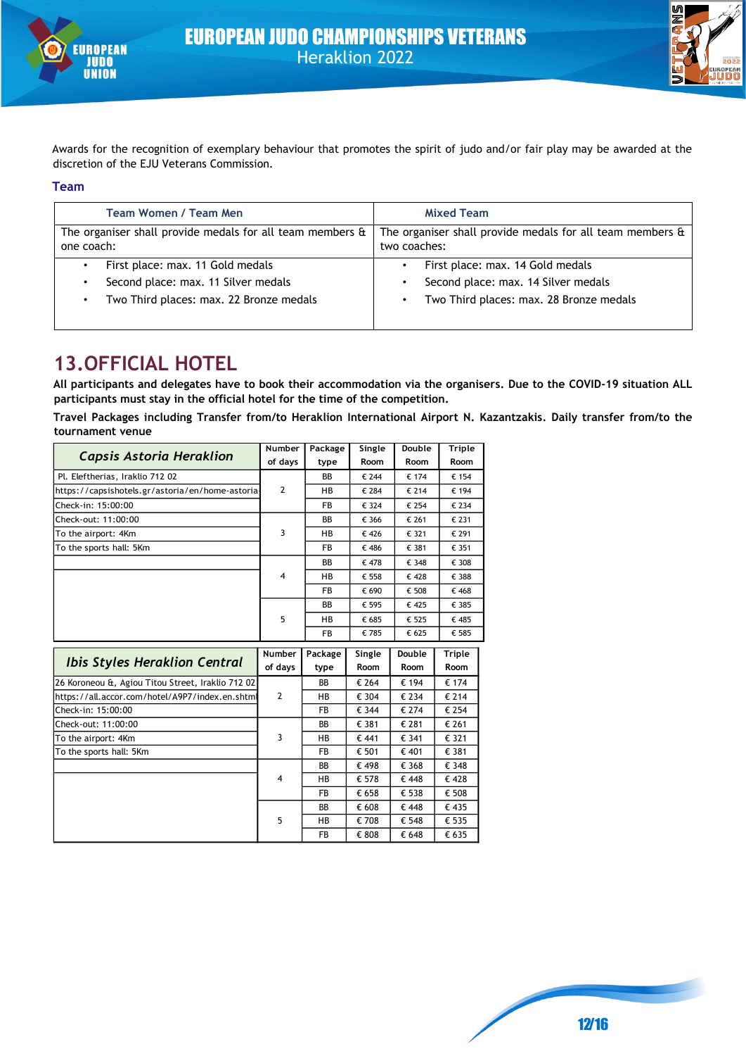Awards for the recognition of exemplary behaviour that promotes the spirit of judo and/or fair play may be awarded at the discretion of the EJU Veterans Commission.

### Team

| Team Women / Team Men | Mixed Team |
|---|---|
| The organiser shall provide medals for all team members & one coach: | The organiser shall provide medals for all team members & two coaches: |
| • First place: max. 11 Gold medals<br>• Second place: max. 11 Silver medals<br>• Two Third places: max. 22 Bronze medals | • First place: max. 14 Gold medals<br>• Second place: max. 14 Silver medals<br>• Two Third places: max. 28 Bronze medals |

# 13.OFFICIAL HOTEL

**All participants and delegates have to book their accommodation via the organisers. Due to the COVID-19 situation ALL participants must stay in the official hotel for the time of the competition.**

**Travel Packages including Transfer from/to Heraklion International Airport N. Kazantzakis. Daily transfer from/to the tournament venue**

| *Capsis Astoria Heraklion* | Number of days | Package type | Single Room | Double Room | Triple Room |
|---|---|---|---|---|---|
| Pl. Eleftherias, Iraklio 712 02 | 2 | BB | € 244 | € 174 | € 154 |
| https://capsishotels.gr/astoria/en/home-astoria | | HB | € 284 | € 214 | € 194 |
| Check-in: 15:00:00 | | FB | € 324 | € 254 | € 234 |
| Check-out: 11:00:00 | 3 | BB | € 366 | € 261 | € 231 |
| To the airport: 4Km | | HB | € 426 | € 321 | € 291 |
| To the sports hall: 5Km | | FB | € 486 | € 381 | € 351 |
| | 4 | BB | € 478 | € 348 | € 308 |
| | | HB | € 558 | € 428 | € 388 |
| | | FB | € 690 | € 508 | € 468 |
| | 5 | BB | € 595 | € 425 | € 385 |
| | | HB | € 685 | € 525 | € 485 |
| | | FB | € 785 | € 625 | € 585 |

| *Ibis Styles Heraklion Central* | Number of days | Package type | Single Room | Double Room | Triple Room |
|---|---|---|---|---|---|
| 26 Koroneou &, Agiou Titou Street, Iraklio 712 02 | 2 | BB | € 264 | € 194 | € 174 |
| https://all.accor.com/hotel/A9P7/index.en.shtml | | HB | € 304 | € 234 | € 214 |
| Check-in: 15:00:00 | | FB | € 344 | € 274 | € 254 |
| Check-out: 11:00:00 | 3 | BB | € 381 | € 281 | € 261 |
| To the airport: 4Km | | HB | € 441 | € 341 | € 321 |
| To the sports hall: 5Km | | FB | € 501 | € 401 | € 381 |
| | 4 | BB | € 498 | € 368 | € 348 |
| | | HB | € 578 | € 448 | € 428 |
| | | FB | € 658 | € 538 | € 508 |
| | 5 | BB | € 608 | € 448 | € 435 |
| | | HB | € 708 | € 548 | € 535 |
| | | FB | € 808 | € 648 | € 635 |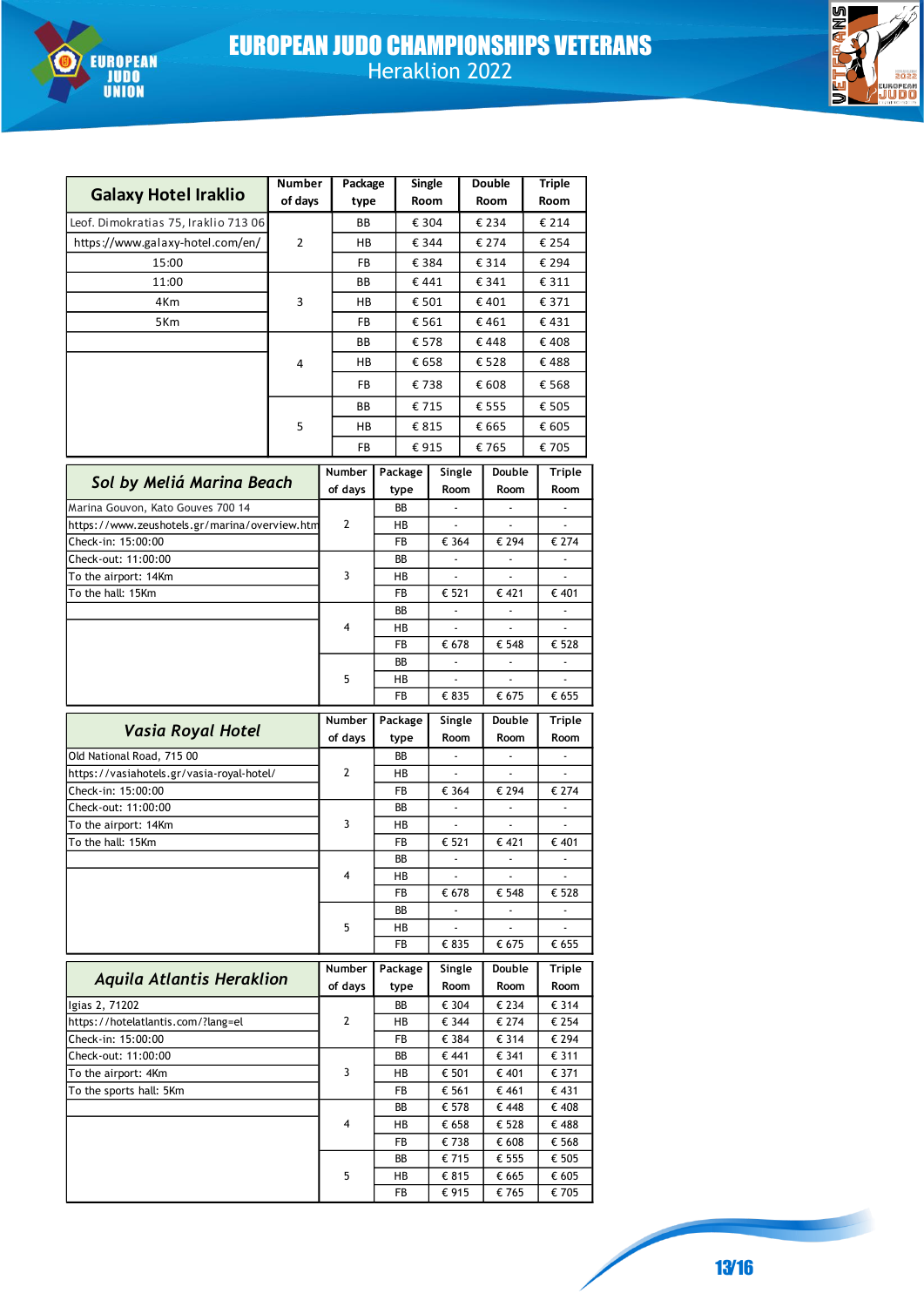# EUROPEAN JUDO CHAMPIONSHIPS VETERANS

Heraklion 2022

| Galaxy Hotel Iraklio | Number of days | Package type | Single Room | Double Room | Triple Room |
|---|---|---|---|---|---|
| Leof. Dimokratias 75, Iraklio 713 06 | 2 | BB | € 304 | € 234 | € 214 |
| https://www.galaxy-hotel.com/en/ | | HB | € 344 | € 274 | € 254 |
| 15:00 | | FB | € 384 | € 314 | € 294 |
| 11:00 | 3 | BB | € 441 | € 341 | € 311 |
| 4Km | | HB | € 501 | € 401 | € 371 |
| 5Km | | FB | € 561 | € 461 | € 431 |
| | 4 | BB | € 578 | € 448 | € 408 |
| | | HB | € 658 | € 528 | € 488 |
| | | FB | € 738 | € 608 | € 568 |
| | 5 | BB | € 715 | € 555 | € 505 |
| | | HB | € 815 | € 665 | € 605 |
| | | FB | € 915 | € 765 | € 705 |

| *Sol by Meliá Marina Beach* | Number of days | Package type | Single Room | Double Room | Triple Room |
|---|---|---|---|---|---|
| Marina Gouvon, Kato Gouves 700 14 | 2 | BB | - | - | - |
| https://www.zeushotels.gr/marina/overview.htm | | HB | - | - | - |
| Check-in: 15:00:00 | | FB | € 364 | € 294 | € 274 |
| Check-out: 11:00:00 | 3 | BB | - | - | - |
| To the airport: 14Km | | HB | - | - | - |
| To the hall: 15Km | | FB | € 521 | € 421 | € 401 |
| | 4 | BB | - | - | - |
| | | HB | - | - | - |
| | | FB | € 678 | € 548 | € 528 |
| | 5 | BB | - | - | - |
| | | HB | - | - | - |
| | | FB | € 835 | € 675 | € 655 |

| *Vasia Royal Hotel* | Number of days | Package type | Single Room | Double Room | Triple Room |
|---|---|---|---|---|---|
| Old National Road, 715 00 | 2 | BB | - | - | - |
| https://vasiahotels.gr/vasia-royal-hotel/ | | HB | - | - | - |
| Check-in: 15:00:00 | | FB | € 364 | € 294 | € 274 |
| Check-out: 11:00:00 | 3 | BB | - | - | - |
| To the airport: 14Km | | HB | - | - | - |
| To the hall: 15Km | | FB | € 521 | € 421 | € 401 |
| | 4 | BB | - | - | - |
| | | HB | - | - | - |
| | | FB | € 678 | € 548 | € 528 |
| | 5 | BB | - | - | - |
| | | HB | - | - | - |
| | | FB | € 835 | € 675 | € 655 |

| *Aquila Atlantis Heraklion* | Number of days | Package type | Single Room | Double Room | Triple Room |
|---|---|---|---|---|---|
| Igias 2, 71202 | 2 | BB | € 304 | € 234 | € 314 |
| https://hotelatlantis.com/?lang=el | | HB | € 344 | € 274 | € 254 |
| Check-in: 15:00:00 | | FB | € 384 | € 314 | € 294 |
| Check-out: 11:00:00 | 3 | BB | € 441 | € 341 | € 311 |
| To the airport: 4Km | | HB | € 501 | € 401 | € 371 |
| To the sports hall: 5Km | | FB | € 561 | € 461 | € 431 |
| | 4 | BB | € 578 | € 448 | € 408 |
| | | HB | € 658 | € 528 | € 488 |
| | | FB | € 738 | € 608 | € 568 |
| | 5 | BB | € 715 | € 555 | € 505 |
| | | HB | € 815 | € 665 | € 605 |
| | | FB | € 915 | € 765 | € 705 |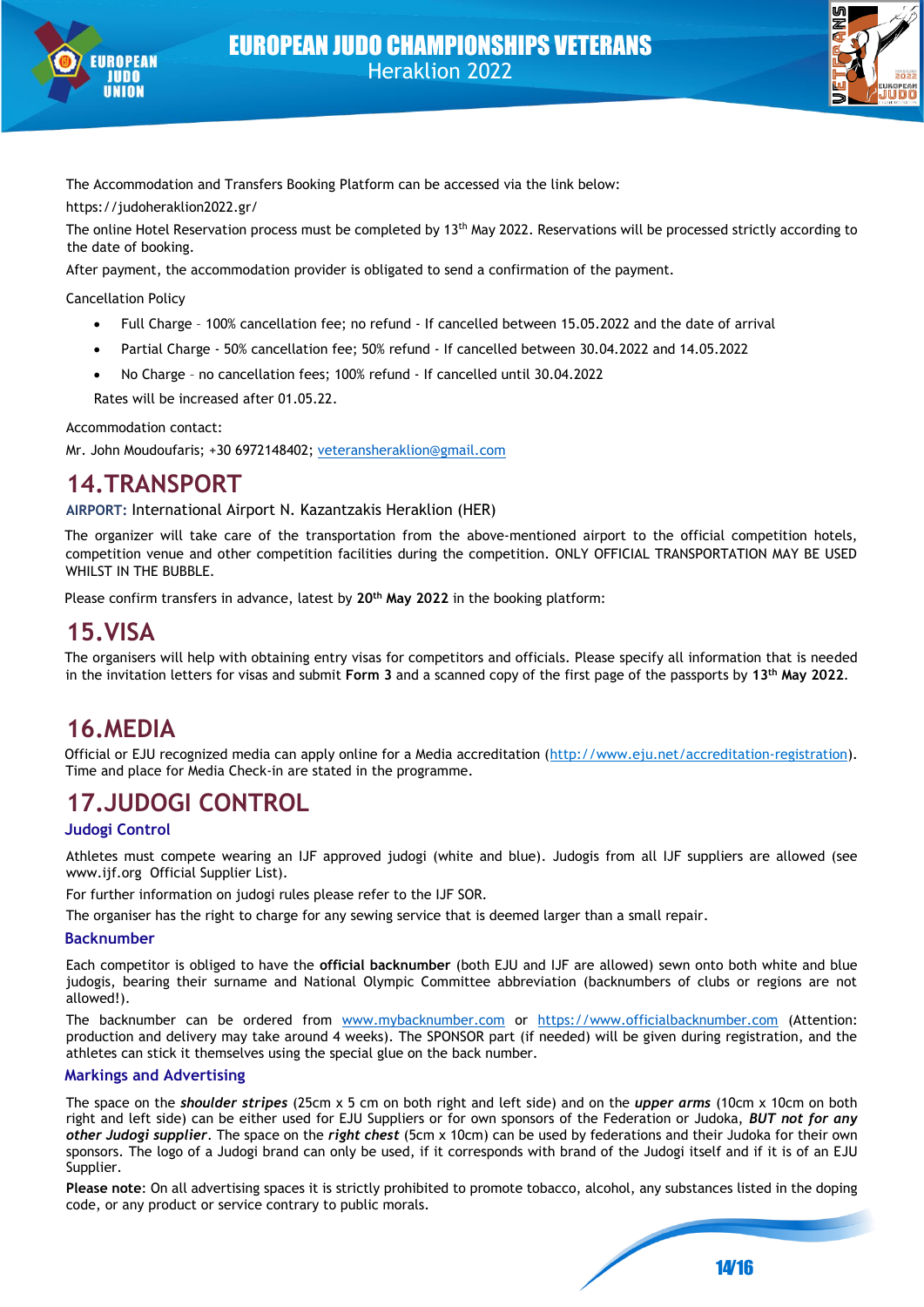The Accommodation and Transfers Booking Platform can be accessed via the link below:

https://judoheraklion2022.gr/

The online Hotel Reservation process must be completed by 13th May 2022. Reservations will be processed strictly according to the date of booking.

After payment, the accommodation provider is obligated to send a confirmation of the payment.

Cancellation Policy

- Full Charge – 100% cancellation fee; no refund - If cancelled between 15.05.2022 and the date of arrival
- Partial Charge - 50% cancellation fee; 50% refund - If cancelled between 30.04.2022 and 14.05.2022
- No Charge – no cancellation fees; 100% refund - If cancelled until 30.04.2022

Rates will be increased after 01.05.22.

Accommodation contact:

Mr. John Moudoufaris; +30 6972148402; veteransheraklion@gmail.com

# 14. TRANSPORT

**AIRPORT:** International Airport N. Kazantzakis Heraklion (HER)

The organizer will take care of the transportation from the above-mentioned airport to the official competition hotels, competition venue and other competition facilities during the competition. ONLY OFFICIAL TRANSPORTATION MAY BE USED WHILST IN THE BUBBLE.

Please confirm transfers in advance, latest by **20th May 2022** in the booking platform:

# 15. VISA

The organisers will help with obtaining entry visas for competitors and officials. Please specify all information that is needed in the invitation letters for visas and submit **Form 3** and a scanned copy of the first page of the passports by **13th May 2022**.

# 16. MEDIA

Official or EJU recognized media can apply online for a Media accreditation (http://www.eju.net/accreditation-registration). Time and place for Media Check-in are stated in the programme.

# 17. JUDOGI CONTROL

## Judogi Control

Athletes must compete wearing an IJF approved judogi (white and blue). Judogis from all IJF suppliers are allowed (see www.ijf.org Official Supplier List).

For further information on judogi rules please refer to the IJF SOR.

The organiser has the right to charge for any sewing service that is deemed larger than a small repair.

## Backnumber

Each competitor is obliged to have the **official backnumber** (both EJU and IJF are allowed) sewn onto both white and blue judogis, bearing their surname and National Olympic Committee abbreviation (backnumbers of clubs or regions are not allowed!).

The backnumber can be ordered from www.mybacknumber.com or https://www.officialbacknumber.com (Attention: production and delivery may take around 4 weeks). The SPONSOR part (if needed) will be given during registration, and the athletes can stick it themselves using the special glue on the back number.

## Markings and Advertising

The space on the ***shoulder stripes*** (25cm x 5 cm on both right and left side) and on the ***upper arms*** (10cm x 10cm on both right and left side) can be either used for EJU Suppliers or for own sponsors of the Federation or Judoka, ***BUT not for any other Judogi supplier***. The space on the ***right chest*** (5cm x 10cm) can be used by federations and their Judoka for their own sponsors. The logo of a Judogi brand can only be used, if it corresponds with brand of the Judogi itself and if it is of an EJU Supplier.

**Please note**: On all advertising spaces it is strictly prohibited to promote tobacco, alcohol, any substances listed in the doping code, or any product or service contrary to public morals.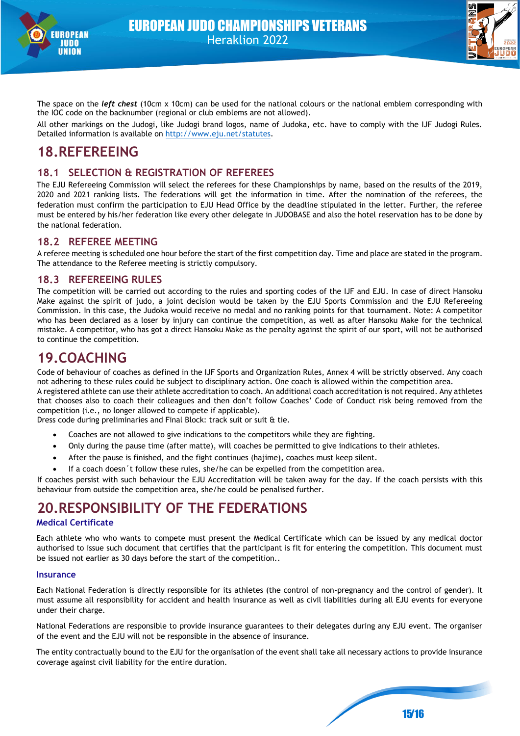The space on the ***left chest*** (10cm x 10cm) can be used for the national colours or the national emblem corresponding with the IOC code on the backnumber (regional or club emblems are not allowed).

All other markings on the Judogi, like Judogi brand logos, name of Judoka, etc. have to comply with the IJF Judogi Rules. Detailed information is available on [http://www.eju.net/statutes](http://www.eju.net/statutes).

# 18.REFEREEING

## 18.1 SELECTION & REGISTRATION OF REFEREES

The EJU Refereeing Commission will select the referees for these Championships by name, based on the results of the 2019, 2020 and 2021 ranking lists. The federations will get the information in time. After the nomination of the referees, the federation must confirm the participation to EJU Head Office by the deadline stipulated in the letter. Further, the referee must be entered by his/her federation like every other delegate in JUDOBASE and also the hotel reservation has to be done by the national federation.

## 18.2 REFEREE MEETING

A referee meeting is scheduled one hour before the start of the first competition day. Time and place are stated in the program. The attendance to the Referee meeting is strictly compulsory.

## 18.3 REFEREEING RULES

The competition will be carried out according to the rules and sporting codes of the IJF and EJU. In case of direct Hansoku Make against the spirit of judo, a joint decision would be taken by the EJU Sports Commission and the EJU Refereeing Commission. In this case, the Judoka would receive no medal and no ranking points for that tournament. Note: A competitor who has been declared as a loser by injury can continue the competition, as well as after Hansoku Make for the technical mistake. A competitor, who has got a direct Hansoku Make as the penalty against the spirit of our sport, will not be authorised to continue the competition.

# 19.COACHING

Code of behaviour of coaches as defined in the IJF Sports and Organization Rules, Annex 4 will be strictly observed. Any coach not adhering to these rules could be subject to disciplinary action. One coach is allowed within the competition area.

A registered athlete can use their athlete accreditation to coach. An additional coach accreditation is not required. Any athletes that chooses also to coach their colleagues and then don't follow Coaches' Code of Conduct risk being removed from the competition (i.e., no longer allowed to compete if applicable).

Dress code during preliminaries and Final Block: track suit or suit & tie.

- Coaches are not allowed to give indications to the competitors while they are fighting.
- Only during the pause time (after matte), will coaches be permitted to give indications to their athletes.
- After the pause is finished, and the fight continues (hajime), coaches must keep silent.
- If a coach doesn´t follow these rules, she/he can be expelled from the competition area.

If coaches persist with such behaviour the EJU Accreditation will be taken away for the day. If the coach persists with this behaviour from outside the competition area, she/he could be penalised further.

# 20.RESPONSIBILITY OF THE FEDERATIONS

### Medical Certificate

Each athlete who who wants to compete must present the Medical Certificate which can be issued by any medical doctor authorised to issue such document that certifies that the participant is fit for entering the competition. This document must be issued not earlier as 30 days before the start of the competition..

### Insurance

Each National Federation is directly responsible for its athletes (the control of non-pregnancy and the control of gender). It must assume all responsibility for accident and health insurance as well as civil liabilities during all EJU events for everyone under their charge.

National Federations are responsible to provide insurance guarantees to their delegates during any EJU event. The organiser of the event and the EJU will not be responsible in the absence of insurance.

The entity contractually bound to the EJU for the organisation of the event shall take all necessary actions to provide insurance coverage against civil liability for the entire duration.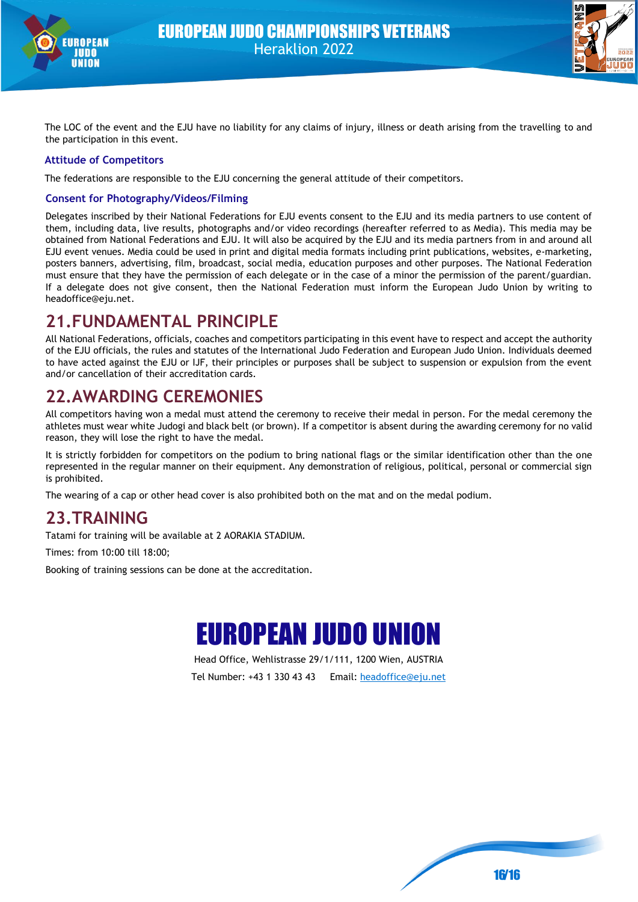The LOC of the event and the EJU have no liability for any claims of injury, illness or death arising from the travelling to and the participation in this event.

### Attitude of Competitors

The federations are responsible to the EJU concerning the general attitude of their competitors.

### Consent for Photography/Videos/Filming

Delegates inscribed by their National Federations for EJU events consent to the EJU and its media partners to use content of them, including data, live results, photographs and/or video recordings (hereafter referred to as Media). This media may be obtained from National Federations and EJU. It will also be acquired by the EJU and its media partners from in and around all EJU event venues. Media could be used in print and digital media formats including print publications, websites, e-marketing, posters banners, advertising, film, broadcast, social media, education purposes and other purposes. The National Federation must ensure that they have the permission of each delegate or in the case of a minor the permission of the parent/guardian. If a delegate does not give consent, then the National Federation must inform the European Judo Union by writing to headoffice@eju.net.

## 21. FUNDAMENTAL PRINCIPLE

All National Federations, officials, coaches and competitors participating in this event have to respect and accept the authority of the EJU officials, the rules and statutes of the International Judo Federation and European Judo Union. Individuals deemed to have acted against the EJU or IJF, their principles or purposes shall be subject to suspension or expulsion from the event and/or cancellation of their accreditation cards.

## 22. AWARDING CEREMONIES

All competitors having won a medal must attend the ceremony to receive their medal in person. For the medal ceremony the athletes must wear white Judogi and black belt (or brown). If a competitor is absent during the awarding ceremony for no valid reason, they will lose the right to have the medal.

It is strictly forbidden for competitors on the podium to bring national flags or the similar identification other than the one represented in the regular manner on their equipment. Any demonstration of religious, political, personal or commercial sign is prohibited.

The wearing of a cap or other head cover is also prohibited both on the mat and on the medal podium.

## 23. TRAINING

Tatami for training will be available at 2 AORAKIA STADIUM.

Times: from 10:00 till 18:00;

Booking of training sessions can be done at the accreditation.

# EUROPEAN JUDO UNION

Head Office, Wehlistrasse 29/1/111, 1200 Wien, AUSTRIA

Tel Number: +43 1 330 43 43 Email: headoffice@eju.net